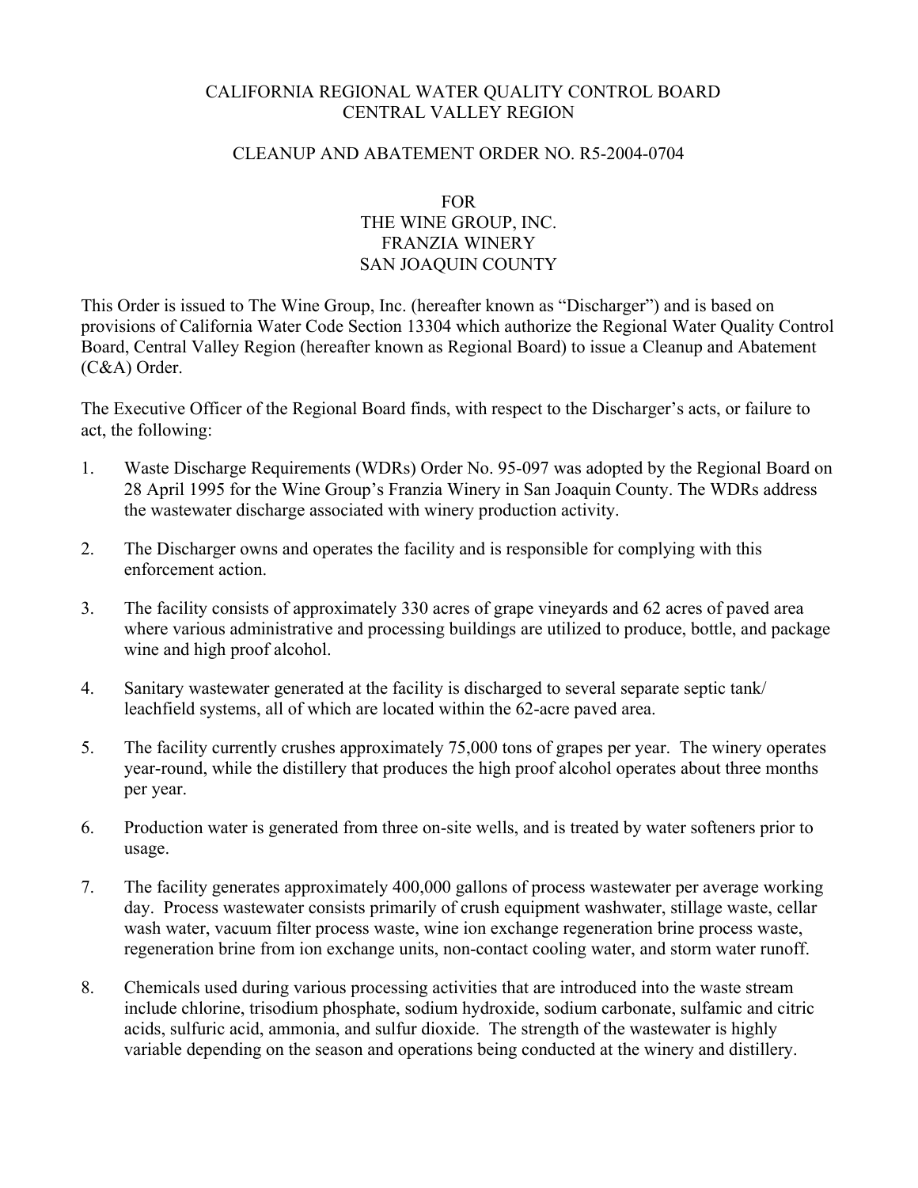# CALIFORNIA REGIONAL WATER QUALITY CONTROL BOARD
# CENTRAL VALLEY REGION

## CLEANUP AND ABATEMENT ORDER NO. R5-2004-0704

## FOR
## THE WINE GROUP, INC.
## FRANZIA WINERY
## SAN JOAQUIN COUNTY

This Order is issued to The Wine Group, Inc. (hereafter known as "Discharger") and is based on provisions of California Water Code Section 13304 which authorize the Regional Water Quality Control Board, Central Valley Region (hereafter known as Regional Board) to issue a Cleanup and Abatement (C&A) Order.

The Executive Officer of the Regional Board finds, with respect to the Discharger's acts, or failure to act, the following:

1. Waste Discharge Requirements (WDRs) Order No. 95-097 was adopted by the Regional Board on 28 April 1995 for the Wine Group's Franzia Winery in San Joaquin County. The WDRs address the wastewater discharge associated with winery production activity.

2. The Discharger owns and operates the facility and is responsible for complying with this enforcement action.

3. The facility consists of approximately 330 acres of grape vineyards and 62 acres of paved area where various administrative and processing buildings are utilized to produce, bottle, and package wine and high proof alcohol.

4. Sanitary wastewater generated at the facility is discharged to several separate septic tank/ leachfield systems, all of which are located within the 62-acre paved area.

5. The facility currently crushes approximately 75,000 tons of grapes per year. The winery operates year-round, while the distillery that produces the high proof alcohol operates about three months per year.

6. Production water is generated from three on-site wells, and is treated by water softeners prior to usage.

7. The facility generates approximately 400,000 gallons of process wastewater per average working day. Process wastewater consists primarily of crush equipment washwater, stillage waste, cellar wash water, vacuum filter process waste, wine ion exchange regeneration brine process waste, regeneration brine from ion exchange units, non-contact cooling water, and storm water runoff.

8. Chemicals used during various processing activities that are introduced into the waste stream include chlorine, trisodium phosphate, sodium hydroxide, sodium carbonate, sulfamic and citric acids, sulfuric acid, ammonia, and sulfur dioxide. The strength of the wastewater is highly variable depending on the season and operations being conducted at the winery and distillery.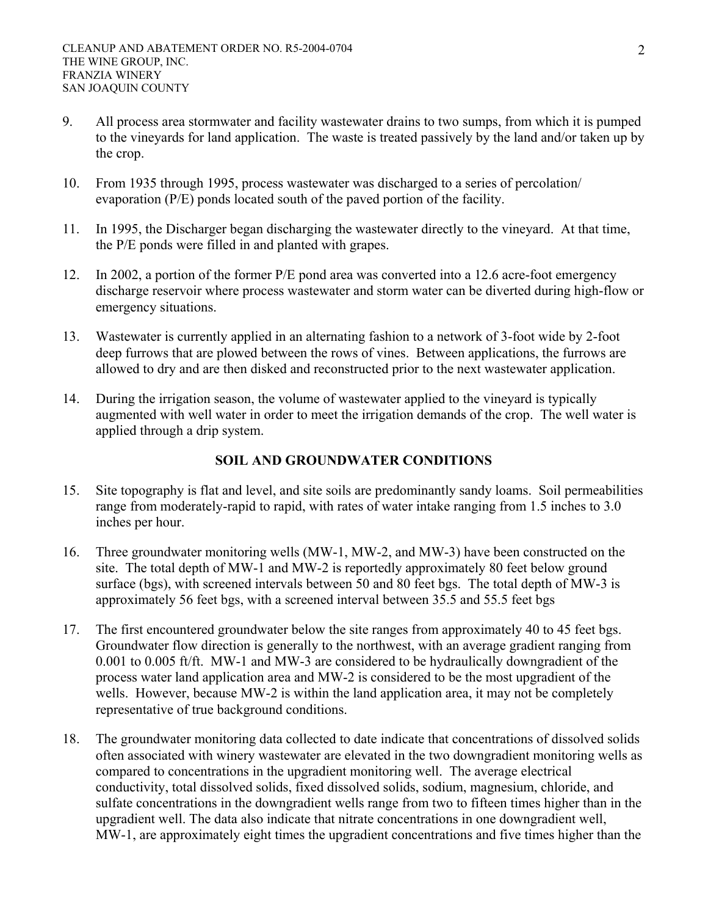9. All process area stormwater and facility wastewater drains to two sumps, from which it is pumped to the vineyards for land application. The waste is treated passively by the land and/or taken up by the crop.

10. From 1935 through 1995, process wastewater was discharged to a series of percolation/ evaporation (P/E) ponds located south of the paved portion of the facility.

11. In 1995, the Discharger began discharging the wastewater directly to the vineyard. At that time, the P/E ponds were filled in and planted with grapes.

12. In 2002, a portion of the former P/E pond area was converted into a 12.6 acre-foot emergency discharge reservoir where process wastewater and storm water can be diverted during high-flow or emergency situations.

13. Wastewater is currently applied in an alternating fashion to a network of 3-foot wide by 2-foot deep furrows that are plowed between the rows of vines. Between applications, the furrows are allowed to dry and are then disked and reconstructed prior to the next wastewater application.

14. During the irrigation season, the volume of wastewater applied to the vineyard is typically augmented with well water in order to meet the irrigation demands of the crop. The well water is applied through a drip system.

## SOIL AND GROUNDWATER CONDITIONS

15. Site topography is flat and level, and site soils are predominantly sandy loams. Soil permeabilities range from moderately-rapid to rapid, with rates of water intake ranging from 1.5 inches to 3.0 inches per hour.

16. Three groundwater monitoring wells (MW-1, MW-2, and MW-3) have been constructed on the site. The total depth of MW-1 and MW-2 is reportedly approximately 80 feet below ground surface (bgs), with screened intervals between 50 and 80 feet bgs. The total depth of MW-3 is approximately 56 feet bgs, with a screened interval between 35.5 and 55.5 feet bgs

17. The first encountered groundwater below the site ranges from approximately 40 to 45 feet bgs. Groundwater flow direction is generally to the northwest, with an average gradient ranging from 0.001 to 0.005 ft/ft. MW-1 and MW-3 are considered to be hydraulically downgradient of the process water land application area and MW-2 is considered to be the most upgradient of the wells. However, because MW-2 is within the land application area, it may not be completely representative of true background conditions.

18. The groundwater monitoring data collected to date indicate that concentrations of dissolved solids often associated with winery wastewater are elevated in the two downgradient monitoring wells as compared to concentrations in the upgradient monitoring well. The average electrical conductivity, total dissolved solids, fixed dissolved solids, sodium, magnesium, chloride, and sulfate concentrations in the downgradient wells range from two to fifteen times higher than in the upgradient well. The data also indicate that nitrate concentrations in one downgradient well, MW-1, are approximately eight times the upgradient concentrations and five times higher than the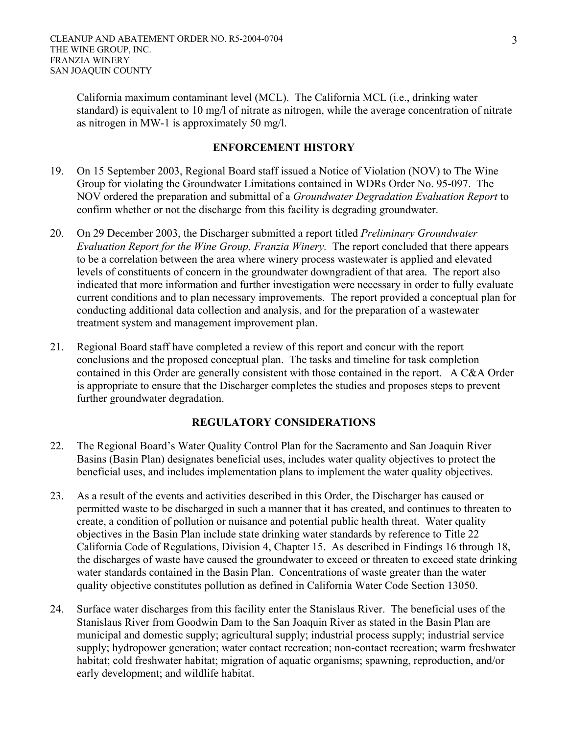California maximum contaminant level (MCL). The California MCL (i.e., drinking water standard) is equivalent to 10 mg/l of nitrate as nitrogen, while the average concentration of nitrate as nitrogen in MW-1 is approximately 50 mg/l.

## ENFORCEMENT HISTORY

19. On 15 September 2003, Regional Board staff issued a Notice of Violation (NOV) to The Wine Group for violating the Groundwater Limitations contained in WDRs Order No. 95-097. The NOV ordered the preparation and submittal of a *Groundwater Degradation Evaluation Report* to confirm whether or not the discharge from this facility is degrading groundwater.

20. On 29 December 2003, the Discharger submitted a report titled *Preliminary Groundwater Evaluation Report for the Wine Group, Franzia Winery.* The report concluded that there appears to be a correlation between the area where winery process wastewater is applied and elevated levels of constituents of concern in the groundwater downgradient of that area. The report also indicated that more information and further investigation were necessary in order to fully evaluate current conditions and to plan necessary improvements. The report provided a conceptual plan for conducting additional data collection and analysis, and for the preparation of a wastewater treatment system and management improvement plan.

21. Regional Board staff have completed a review of this report and concur with the report conclusions and the proposed conceptual plan. The tasks and timeline for task completion contained in this Order are generally consistent with those contained in the report. A C&A Order is appropriate to ensure that the Discharger completes the studies and proposes steps to prevent further groundwater degradation.

## REGULATORY CONSIDERATIONS

22. The Regional Board's Water Quality Control Plan for the Sacramento and San Joaquin River Basins (Basin Plan) designates beneficial uses, includes water quality objectives to protect the beneficial uses, and includes implementation plans to implement the water quality objectives.

23. As a result of the events and activities described in this Order, the Discharger has caused or permitted waste to be discharged in such a manner that it has created, and continues to threaten to create, a condition of pollution or nuisance and potential public health threat. Water quality objectives in the Basin Plan include state drinking water standards by reference to Title 22 California Code of Regulations, Division 4, Chapter 15. As described in Findings 16 through 18, the discharges of waste have caused the groundwater to exceed or threaten to exceed state drinking water standards contained in the Basin Plan. Concentrations of waste greater than the water quality objective constitutes pollution as defined in California Water Code Section 13050.

24. Surface water discharges from this facility enter the Stanislaus River. The beneficial uses of the Stanislaus River from Goodwin Dam to the San Joaquin River as stated in the Basin Plan are municipal and domestic supply; agricultural supply; industrial process supply; industrial service supply; hydropower generation; water contact recreation; non-contact recreation; warm freshwater habitat; cold freshwater habitat; migration of aquatic organisms; spawning, reproduction, and/or early development; and wildlife habitat.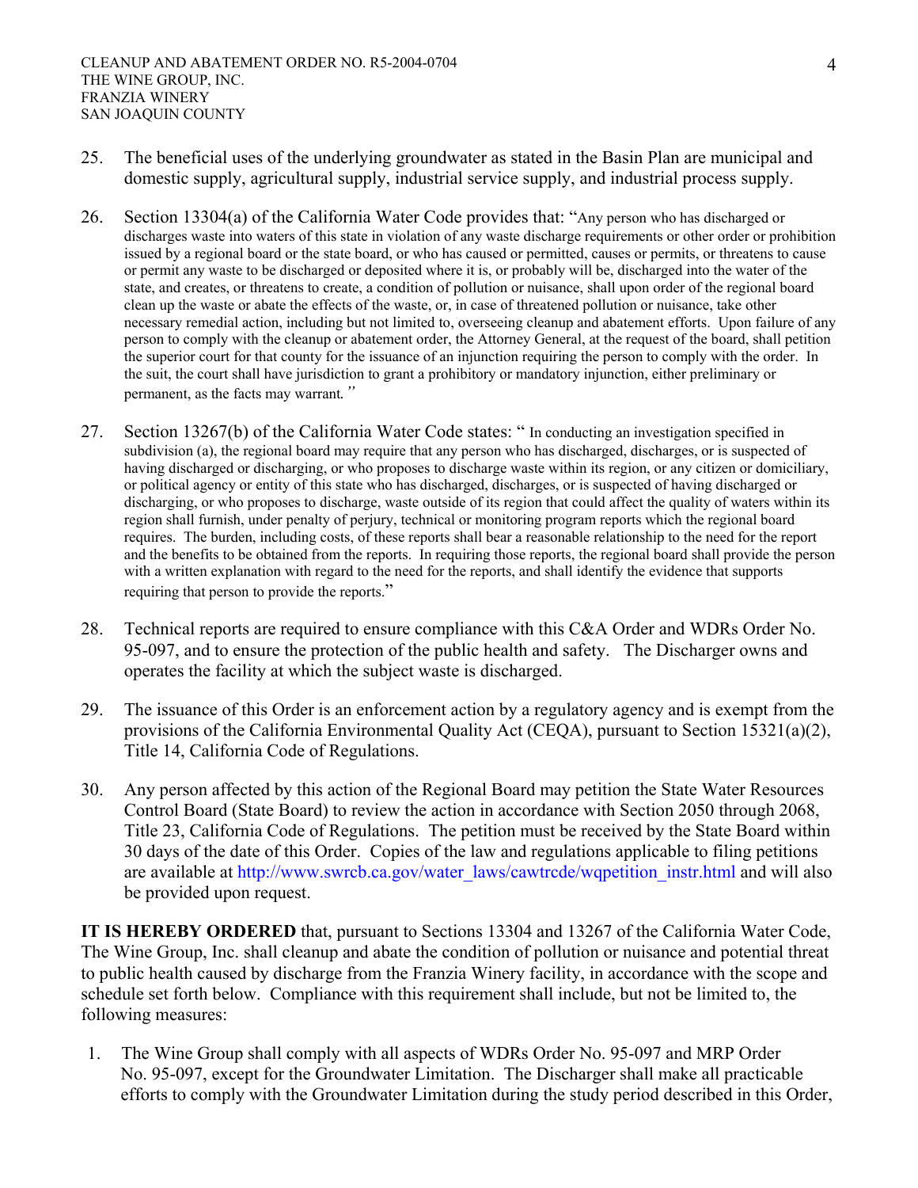25. The beneficial uses of the underlying groundwater as stated in the Basin Plan are municipal and domestic supply, agricultural supply, industrial service supply, and industrial process supply.

26. Section 13304(a) of the California Water Code provides that: "Any person who has discharged or discharges waste into waters of this state in violation of any waste discharge requirements or other order or prohibition issued by a regional board or the state board, or who has caused or permitted, causes or permits, or threatens to cause or permit any waste to be discharged or deposited where it is, or probably will be, discharged into the water of the state, and creates, or threatens to create, a condition of pollution or nuisance, shall upon order of the regional board clean up the waste or abate the effects of the waste, or, in case of threatened pollution or nuisance, take other necessary remedial action, including but not limited to, overseeing cleanup and abatement efforts. Upon failure of any person to comply with the cleanup or abatement order, the Attorney General, at the request of the board, shall petition the superior court for that county for the issuance of an injunction requiring the person to comply with the order. In the suit, the court shall have jurisdiction to grant a prohibitory or mandatory injunction, either preliminary or permanent, as the facts may warrant."

27. Section 13267(b) of the California Water Code states: " In conducting an investigation specified in subdivision (a), the regional board may require that any person who has discharged, discharges, or is suspected of having discharged or discharging, or who proposes to discharge waste within its region, or any citizen or domiciliary, or political agency or entity of this state who has discharged, discharges, or is suspected of having discharged or discharging, or who proposes to discharge, waste outside of its region that could affect the quality of waters within its region shall furnish, under penalty of perjury, technical or monitoring program reports which the regional board requires. The burden, including costs, of these reports shall bear a reasonable relationship to the need for the report and the benefits to be obtained from the reports. In requiring those reports, the regional board shall provide the person with a written explanation with regard to the need for the reports, and shall identify the evidence that supports requiring that person to provide the reports."

28. Technical reports are required to ensure compliance with this C&A Order and WDRs Order No. 95-097, and to ensure the protection of the public health and safety. The Discharger owns and operates the facility at which the subject waste is discharged.

29. The issuance of this Order is an enforcement action by a regulatory agency and is exempt from the provisions of the California Environmental Quality Act (CEQA), pursuant to Section 15321(a)(2), Title 14, California Code of Regulations.

30. Any person affected by this action of the Regional Board may petition the State Water Resources Control Board (State Board) to review the action in accordance with Section 2050 through 2068, Title 23, California Code of Regulations. The petition must be received by the State Board within 30 days of the date of this Order. Copies of the law and regulations applicable to filing petitions are available at http://www.swrcb.ca.gov/water_laws/cawtrcde/wqpetition_instr.html and will also be provided upon request.

**IT IS HEREBY ORDERED** that, pursuant to Sections 13304 and 13267 of the California Water Code, The Wine Group, Inc. shall cleanup and abate the condition of pollution or nuisance and potential threat to public health caused by discharge from the Franzia Winery facility, in accordance with the scope and schedule set forth below. Compliance with this requirement shall include, but not be limited to, the following measures:

1. The Wine Group shall comply with all aspects of WDRs Order No. 95-097 and MRP Order No. 95-097, except for the Groundwater Limitation. The Discharger shall make all practicable efforts to comply with the Groundwater Limitation during the study period described in this Order,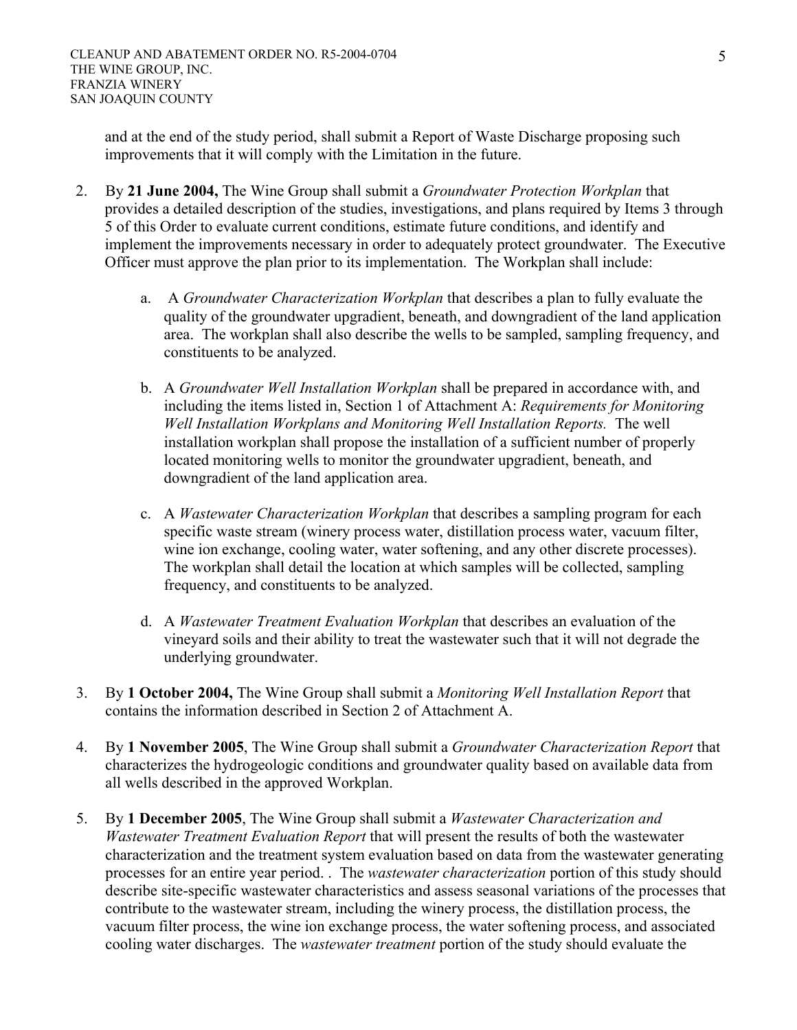and at the end of the study period, shall submit a Report of Waste Discharge proposing such improvements that it will comply with the Limitation in the future.

2. By **21 June 2004,** The Wine Group shall submit a *Groundwater Protection Workplan* that provides a detailed description of the studies, investigations, and plans required by Items 3 through 5 of this Order to evaluate current conditions, estimate future conditions, and identify and implement the improvements necessary in order to adequately protect groundwater. The Executive Officer must approve the plan prior to its implementation. The Workplan shall include:

    a. A *Groundwater Characterization Workplan* that describes a plan to fully evaluate the quality of the groundwater upgradient, beneath, and downgradient of the land application area. The workplan shall also describe the wells to be sampled, sampling frequency, and constituents to be analyzed.

    b. A *Groundwater Well Installation Workplan* shall be prepared in accordance with, and including the items listed in, Section 1 of Attachment A: *Requirements for Monitoring Well Installation Workplans and Monitoring Well Installation Reports.* The well installation workplan shall propose the installation of a sufficient number of properly located monitoring wells to monitor the groundwater upgradient, beneath, and downgradient of the land application area.

    c. A *Wastewater Characterization Workplan* that describes a sampling program for each specific waste stream (winery process water, distillation process water, vacuum filter, wine ion exchange, cooling water, water softening, and any other discrete processes). The workplan shall detail the location at which samples will be collected, sampling frequency, and constituents to be analyzed.

    d. A *Wastewater Treatment Evaluation Workplan* that describes an evaluation of the vineyard soils and their ability to treat the wastewater such that it will not degrade the underlying groundwater.

3. By **1 October 2004,** The Wine Group shall submit a *Monitoring Well Installation Report* that contains the information described in Section 2 of Attachment A.

4. By **1 November 2005**, The Wine Group shall submit a *Groundwater Characterization Report* that characterizes the hydrogeologic conditions and groundwater quality based on available data from all wells described in the approved Workplan.

5. By **1 December 2005**, The Wine Group shall submit a *Wastewater Characterization and Wastewater Treatment Evaluation Report* that will present the results of both the wastewater characterization and the treatment system evaluation based on data from the wastewater generating processes for an entire year period. . The *wastewater characterization* portion of this study should describe site-specific wastewater characteristics and assess seasonal variations of the processes that contribute to the wastewater stream, including the winery process, the distillation process, the vacuum filter process, the wine ion exchange process, the water softening process, and associated cooling water discharges. The *wastewater treatment* portion of the study should evaluate the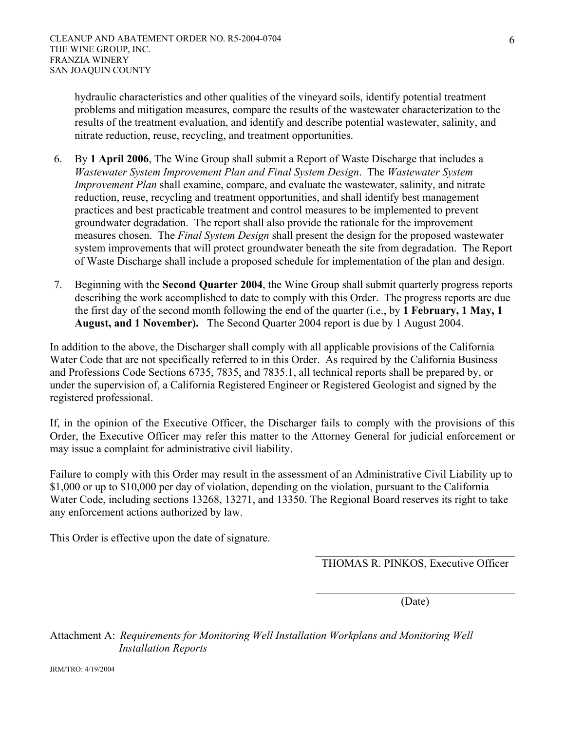hydraulic characteristics and other qualities of the vineyard soils, identify potential treatment problems and mitigation measures, compare the results of the wastewater characterization to the results of the treatment evaluation, and identify and describe potential wastewater, salinity, and nitrate reduction, reuse, recycling, and treatment opportunities.

6. By **1 April 2006**, The Wine Group shall submit a Report of Waste Discharge that includes a *Wastewater System Improvement Plan and Final System Design*. The *Wastewater System Improvement Plan* shall examine, compare, and evaluate the wastewater, salinity, and nitrate reduction, reuse, recycling and treatment opportunities, and shall identify best management practices and best practicable treatment and control measures to be implemented to prevent groundwater degradation. The report shall also provide the rationale for the improvement measures chosen. The *Final System Design* shall present the design for the proposed wastewater system improvements that will protect groundwater beneath the site from degradation. The Report of Waste Discharge shall include a proposed schedule for implementation of the plan and design.

7. Beginning with the **Second Quarter 2004**, the Wine Group shall submit quarterly progress reports describing the work accomplished to date to comply with this Order. The progress reports are due the first day of the second month following the end of the quarter (i.e., by **1 February, 1 May, 1 August, and 1 November).** The Second Quarter 2004 report is due by 1 August 2004.

In addition to the above, the Discharger shall comply with all applicable provisions of the California Water Code that are not specifically referred to in this Order. As required by the California Business and Professions Code Sections 6735, 7835, and 7835.1, all technical reports shall be prepared by, or under the supervision of, a California Registered Engineer or Registered Geologist and signed by the registered professional.

If, in the opinion of the Executive Officer, the Discharger fails to comply with the provisions of this Order, the Executive Officer may refer this matter to the Attorney General for judicial enforcement or may issue a complaint for administrative civil liability.

Failure to comply with this Order may result in the assessment of an Administrative Civil Liability up to $1,000 or up to $10,000 per day of violation, depending on the violation, pursuant to the California Water Code, including sections 13268, 13271, and 13350. The Regional Board reserves its right to take any enforcement actions authorized by law.

This Order is effective upon the date of signature.

THOMAS R. PINKOS, Executive Officer

(Date)

Attachment A: *Requirements for Monitoring Well Installation Workplans and Monitoring Well Installation Reports*

JRM/TRO: 4/19/2004